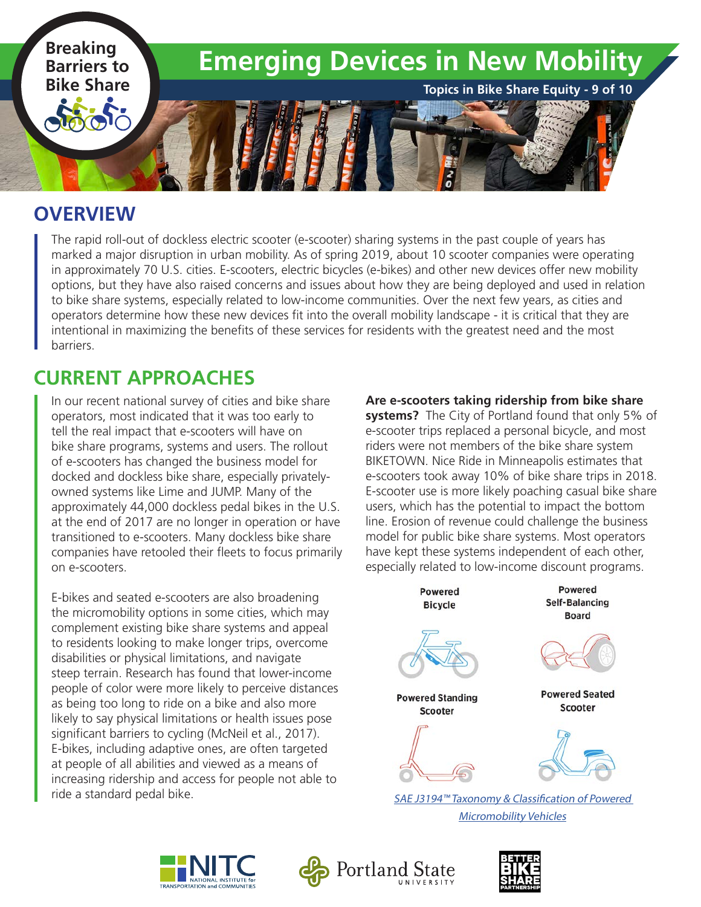Breaking Barriers to Bike Share

# Emerging Devices in New Mobility

**Topics in Bike Share Equity - 9 of 10**

## OVERVIEW

The rapid roll-out of dockless electric scooter (e-scooter) sharing systems in the past couple of years has marked a major disruption in urban mobility. As of spring 2019, about 10 scooter companies were operating in approximately 70 U.S. cities. E-scooters, electric bicycles (e-bikes) and other new devices offer new mobility options, but they have also raised concerns and issues about how they are being deployed and used in relation to bike share systems, especially related to low-income communities. Over the next few years, as cities and operators determine how these new devices fit into the overall mobility landscape - it is critical that they are intentional in maximizing the benefits of these services for residents with the greatest need and the most barriers.

## CURRENT APPROACHES

In our recent national survey of cities and bike share operators, most indicated that it was too early to tell the real impact that e-scooters will have on bike share programs, systems and users. The rollout of e-scooters has changed the business model for docked and dockless bike share, especially privately-owned systems like Lime and JUMP. Many of the approximately 44,000 dockless pedal bikes in the U.S. at the end of 2017 are no longer in operation or have transitioned to e-scooters. Many dockless bike share companies have retooled their fleets to focus primarily on e-scooters.

E-bikes and seated e-scooters are also broadening the micromobility options in some cities, which may complement existing bike share systems and appeal to residents looking to make longer trips, overcome disabilities or physical limitations, and navigate steep terrain. Research has found that lower-income people of color were more likely to perceive distances as being too long to ride on a bike and also more likely to say physical limitations or health issues pose significant barriers to cycling (McNeil et al., 2017). E-bikes, including adaptive ones, are often targeted at people of all abilities and viewed as a means of increasing ridership and access for people not able to ride a standard pedal bike.

**Are e-scooters taking ridership from bike share systems?** The City of Portland found that only 5% of e-scooter trips replaced a personal bicycle, and most riders were not members of the bike share system BIKETOWN. Nice Ride in Minneapolis estimates that e-scooters took away 10% of bike share trips in 2018. E-scooter use is more likely poaching casual bike share users, which has the potential to impact the bottom line. Erosion of revenue could challenge the business model for public bike share systems. Most operators have kept these systems independent of each other, especially related to low-income discount programs.

Powered Bicycle | Powered Self-Balancing Board | Powered Standing Scooter | Powered Seated Scooter

*SAE J3194™ Taxonomy & Classification of Powered Micromobility Vehicles*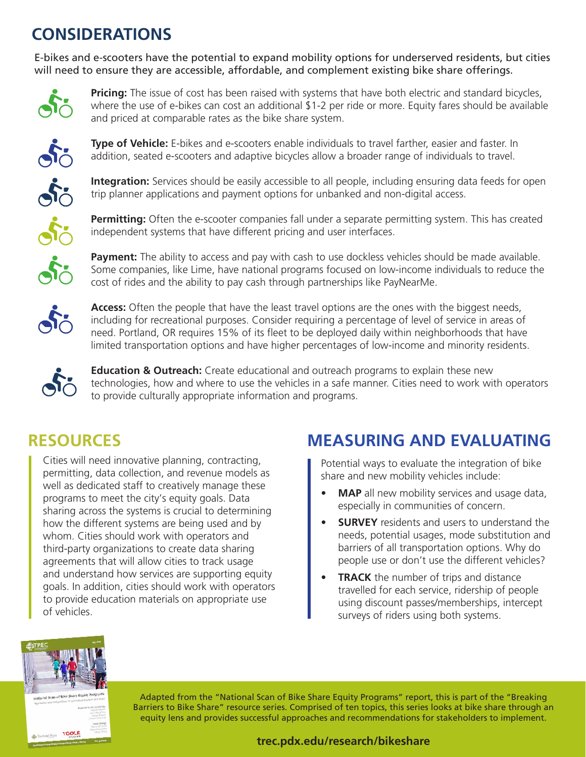## CONSIDERATIONS

E-bikes and e-scooters have the potential to expand mobility options for underserved residents, but cities will need to ensure they are accessible, affordable, and complement existing bike share offerings.

**Pricing:** The issue of cost has been raised with systems that have both electric and standard bicycles, where the use of e-bikes can cost an additional $1-2 per ride or more. Equity fares should be available and priced at comparable rates as the bike share system.

**Type of Vehicle:** E-bikes and e-scooters enable individuals to travel farther, easier and faster. In addition, seated e-scooters and adaptive bicycles allow a broader range of individuals to travel.

**Integration:** Services should be easily accessible to all people, including ensuring data feeds for open trip planner applications and payment options for unbanked and non-digital access.

**Permitting:** Often the e-scooter companies fall under a separate permitting system. This has created independent systems that have different pricing and user interfaces.

**Payment:** The ability to access and pay with cash to use dockless vehicles should be made available. Some companies, like Lime, have national programs focused on low-income individuals to reduce the cost of rides and the ability to pay cash through partnerships like PayNearMe.

**Access:** Often the people that have the least travel options are the ones with the biggest needs, including for recreational purposes. Consider requiring a percentage of level of service in areas of need. Portland, OR requires 15% of its fleet to be deployed daily within neighborhoods that have limited transportation options and have higher percentages of low-income and minority residents.

**Education & Outreach:** Create educational and outreach programs to explain these new technologies, how and where to use the vehicles in a safe manner. Cities need to work with operators to provide culturally appropriate information and programs.

## RESOURCES

Cities will need innovative planning, contracting, permitting, data collection, and revenue models as well as dedicated staff to creatively manage these programs to meet the city's equity goals. Data sharing across the systems is crucial to determining how the different systems are being used and by whom. Cities should work with operators and third-party organizations to create data sharing agreements that will allow cities to track usage and understand how services are supporting equity goals. In addition, cities should work with operators to provide education materials on appropriate use of vehicles.

## MEASURING AND EVALUATING

Potential ways to evaluate the integration of bike share and new mobility vehicles include:

- **MAP** all new mobility services and usage data, especially in communities of concern.
- **SURVEY** residents and users to understand the needs, potential usages, mode substitution and barriers of all transportation options. Why do people use or don't use the different vehicles?
- **TRACK** the number of trips and distance travelled for each service, ridership of people using discount passes/memberships, intercept surveys of riders using both systems.

Adapted from the "National Scan of Bike Share Equity Programs" report, this is part of the "Breaking Barriers to Bike Share" resource series. Comprised of ten topics, this series looks at bike share through an equity lens and provides successful approaches and recommendations for stakeholders to implement.

**trec.pdx.edu/research/bikeshare**